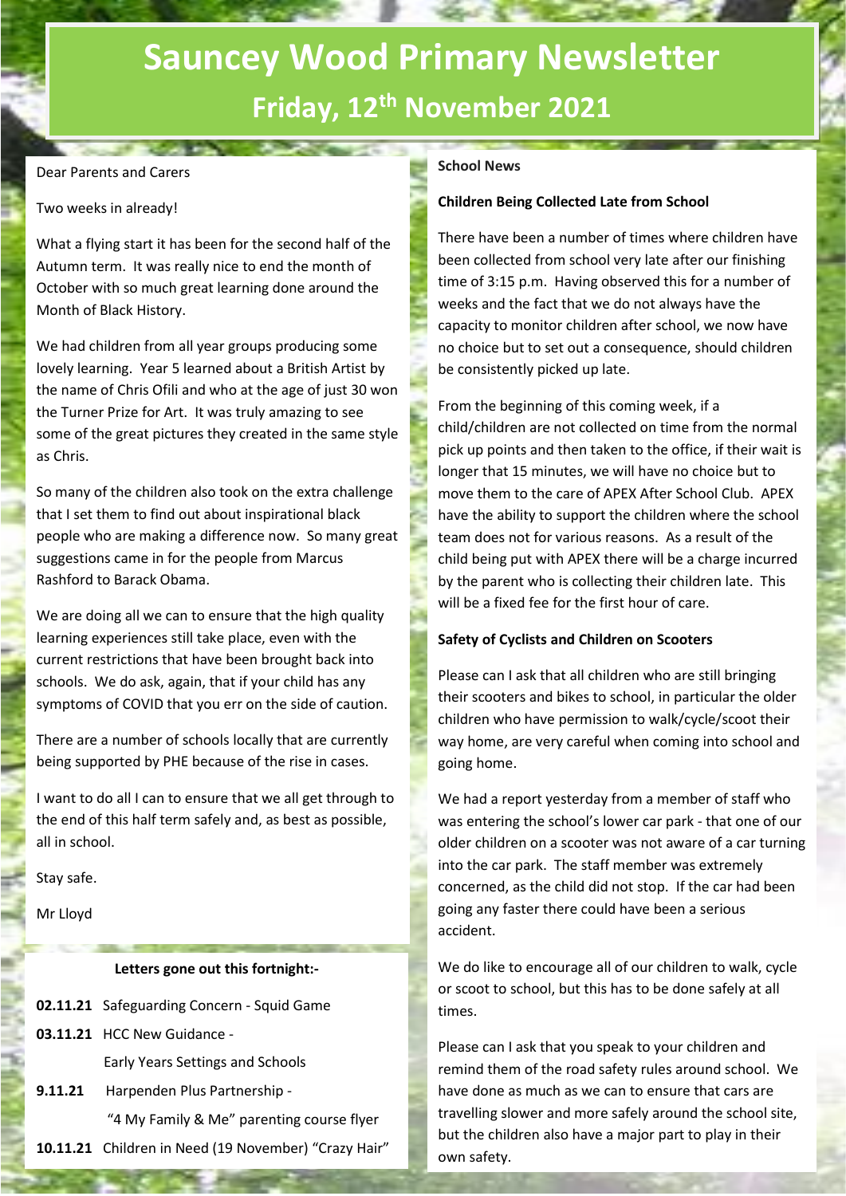# Sauncey Wood Primary Newsletter

## Friday, 12th November 2021

Dear Parents and Carers

Two weeks in already!

What a flying start it has been for the second half of the Autumn term. It was really nice to end the month of October with so much great learning done around the Month of Black History.

We had children from all year groups producing some lovely learning. Year 5 learned about a British Artist by the name of Chris Ofili and who at the age of just 30 won the Turner Prize for Art. It was truly amazing to see some of the great pictures they created in the same style as Chris.

So many of the children also took on the extra challenge that I set them to find out about inspirational black people who are making a difference now. So many great suggestions came in for the people from Marcus Rashford to Barack Obama.

We are doing all we can to ensure that the high quality learning experiences still take place, even with the current restrictions that have been brought back into schools. We do ask, again, that if your child has any symptoms of COVID that you err on the side of caution.

There are a number of schools locally that are currently being supported by PHE because of the rise in cases.

I want to do all I can to ensure that we all get through to the end of this half term safely and, as best as possible, all in school.

Stay safe.

Mr Lloyd

**Letters gone out this fortnight:-**

**02.11.21** Safeguarding Concern - Squid Game

**03.11.21** HCC New Guidance - Early Years Settings and Schools

**9.11.21** Harpenden Plus Partnership - "4 My Family & Me" parenting course flyer

**10.11.21** Children in Need (19 November) "Crazy Hair"

**School News**

**Children Being Collected Late from School**

There have been a number of times where children have been collected from school very late after our finishing time of 3:15 p.m. Having observed this for a number of weeks and the fact that we do not always have the capacity to monitor children after school, we now have no choice but to set out a consequence, should children be consistently picked up late.

From the beginning of this coming week, if a child/children are not collected on time from the normal pick up points and then taken to the office, if their wait is longer that 15 minutes, we will have no choice but to move them to the care of APEX After School Club. APEX have the ability to support the children where the school team does not for various reasons. As a result of the child being put with APEX there will be a charge incurred by the parent who is collecting their children late. This will be a fixed fee for the first hour of care.

**Safety of Cyclists and Children on Scooters**

Please can I ask that all children who are still bringing their scooters and bikes to school, in particular the older children who have permission to walk/cycle/scoot their way home, are very careful when coming into school and going home.

We had a report yesterday from a member of staff who was entering the school's lower car park - that one of our older children on a scooter was not aware of a car turning into the car park. The staff member was extremely concerned, as the child did not stop. If the car had been going any faster there could have been a serious accident.

We do like to encourage all of our children to walk, cycle or scoot to school, but this has to be done safely at all times.

Please can I ask that you speak to your children and remind them of the road safety rules around school. We have done as much as we can to ensure that cars are travelling slower and more safely around the school site, but the children also have a major part to play in their own safety.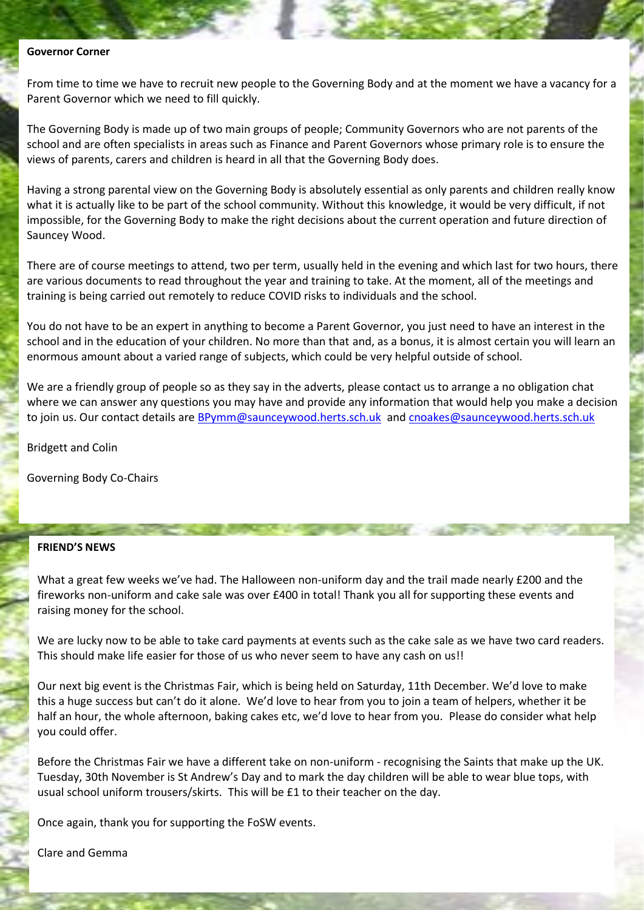**Governor Corner**

From time to time we have to recruit new people to the Governing Body and at the moment we have a vacancy for a Parent Governor which we need to fill quickly.

The Governing Body is made up of two main groups of people; Community Governors who are not parents of the school and are often specialists in areas such as Finance and Parent Governors whose primary role is to ensure the views of parents, carers and children is heard in all that the Governing Body does.

Having a strong parental view on the Governing Body is absolutely essential as only parents and children really know what it is actually like to be part of the school community. Without this knowledge, it would be very difficult, if not impossible, for the Governing Body to make the right decisions about the current operation and future direction of Sauncey Wood.

There are of course meetings to attend, two per term, usually held in the evening and which last for two hours, there are various documents to read throughout the year and training to take. At the moment, all of the meetings and training is being carried out remotely to reduce COVID risks to individuals and the school.

You do not have to be an expert in anything to become a Parent Governor, you just need to have an interest in the school and in the education of your children. No more than that and, as a bonus, it is almost certain you will learn an enormous amount about a varied range of subjects, which could be very helpful outside of school.

We are a friendly group of people so as they say in the adverts, please contact us to arrange a no obligation chat where we can answer any questions you may have and provide any information that would help you make a decision to join us. Our contact details are BPymm@saunceywood.herts.sch.uk and cnoakes@saunceywood.herts.sch.uk

Bridgett and Colin

Governing Body Co-Chairs

**FRIEND'S NEWS**

What a great few weeks we've had. The Halloween non-uniform day and the trail made nearly £200 and the fireworks non-uniform and cake sale was over £400 in total! Thank you all for supporting these events and raising money for the school.

We are lucky now to be able to take card payments at events such as the cake sale as we have two card readers. This should make life easier for those of us who never seem to have any cash on us!!

Our next big event is the Christmas Fair, which is being held on Saturday, 11th December. We'd love to make this a huge success but can't do it alone. We'd love to hear from you to join a team of helpers, whether it be half an hour, the whole afternoon, baking cakes etc, we'd love to hear from you. Please do consider what help you could offer.

Before the Christmas Fair we have a different take on non-uniform - recognising the Saints that make up the UK. Tuesday, 30th November is St Andrew's Day and to mark the day children will be able to wear blue tops, with usual school uniform trousers/skirts. This will be £1 to their teacher on the day.

Once again, thank you for supporting the FoSW events.

Clare and Gemma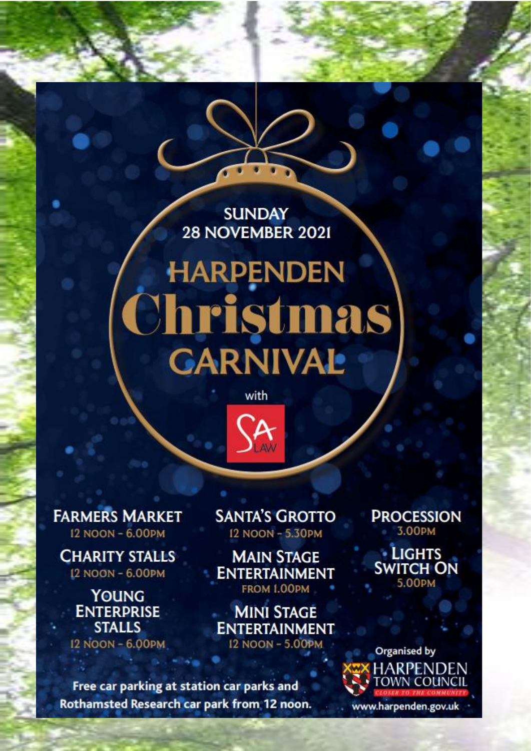SUNDAY
28 NOVEMBER 2021

# HARPENDEN Christmas CARNIVAL

with

SA LAW

**FARMERS MARKET**
12 NOON - 6.00PM

**CHARITY STALLS**
12 NOON - 6.00PM

**YOUNG ENTERPRISE STALLS**
12 NOON - 6.00PM

**SANTA'S GROTTO**
12 NOON - 5.30PM

**MAIN STAGE ENTERTAINMENT**
FROM 1.00PM

**MINI STAGE ENTERTAINMENT**
12 NOON - 5.00PM

**PROCESSION**
3.00PM

**LIGHTS SWITCH ON**
5.00PM

Free car parking at station car parks and Rothamsted Research car park from 12 noon.

Organised by
HARPENDEN TOWN COUNCIL
CLOSER TO THE COMMUNITY
www.harpenden.gov.uk